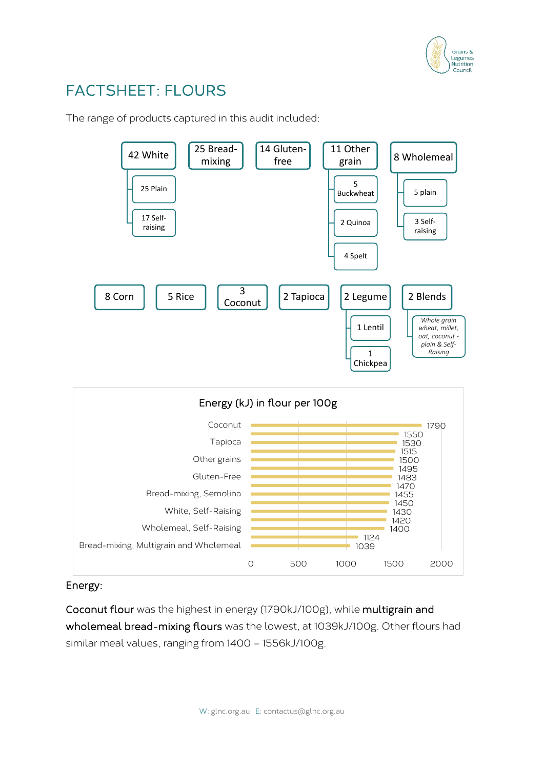# FACTSHEET: FLOURS

The range of products captured in this audit included:

- 42 White
  - 25 Plain
  - 17 Self-raising
- 25 Bread-mixing
- 14 Gluten-free
- 11 Other grain
  - 5 Buckwheat
  - 2 Quinoa
  - 4 Spelt
- 8 Wholemeal
  - 5 plain
  - 3 Self-raising
- 8 Corn
- 5 Rice
- 3 Coconut
- 2 Tapioca
- 2 Legume
  - 1 Lentil
  - 1 Chickpea
- 2 Blends
  - *Whole grain wheat, millet, oat, coconut - plain & Self-Raising*

**Energy (kJ) in flour per 100g**

| Flour | Energy (kJ) |
|---|---|
| Coconut | 1790 |
| | 1550 |
| Tapioca | 1530 |
| | 1515 |
| Other grains | 1500 |
| | 1495 |
| Gluten-Free | 1483 |
| | 1470 |
| Bread-mixing, Semolina | 1455 |
| | 1450 |
| White, Self-Raising | 1430 |
| | 1420 |
| Wholemeal, Self-Raising | 1400 |
| | 1124 |
| Bread-mixing, Multigrain and Wholemeal | 1039 |

Energy:

**Coconut flour** was the highest in energy (1790kJ/100g), while **multigrain and wholemeal bread-mixing flours** was the lowest, at 1039kJ/100g. Other flours had similar meal values, ranging from 1400 – 1556kJ/100g.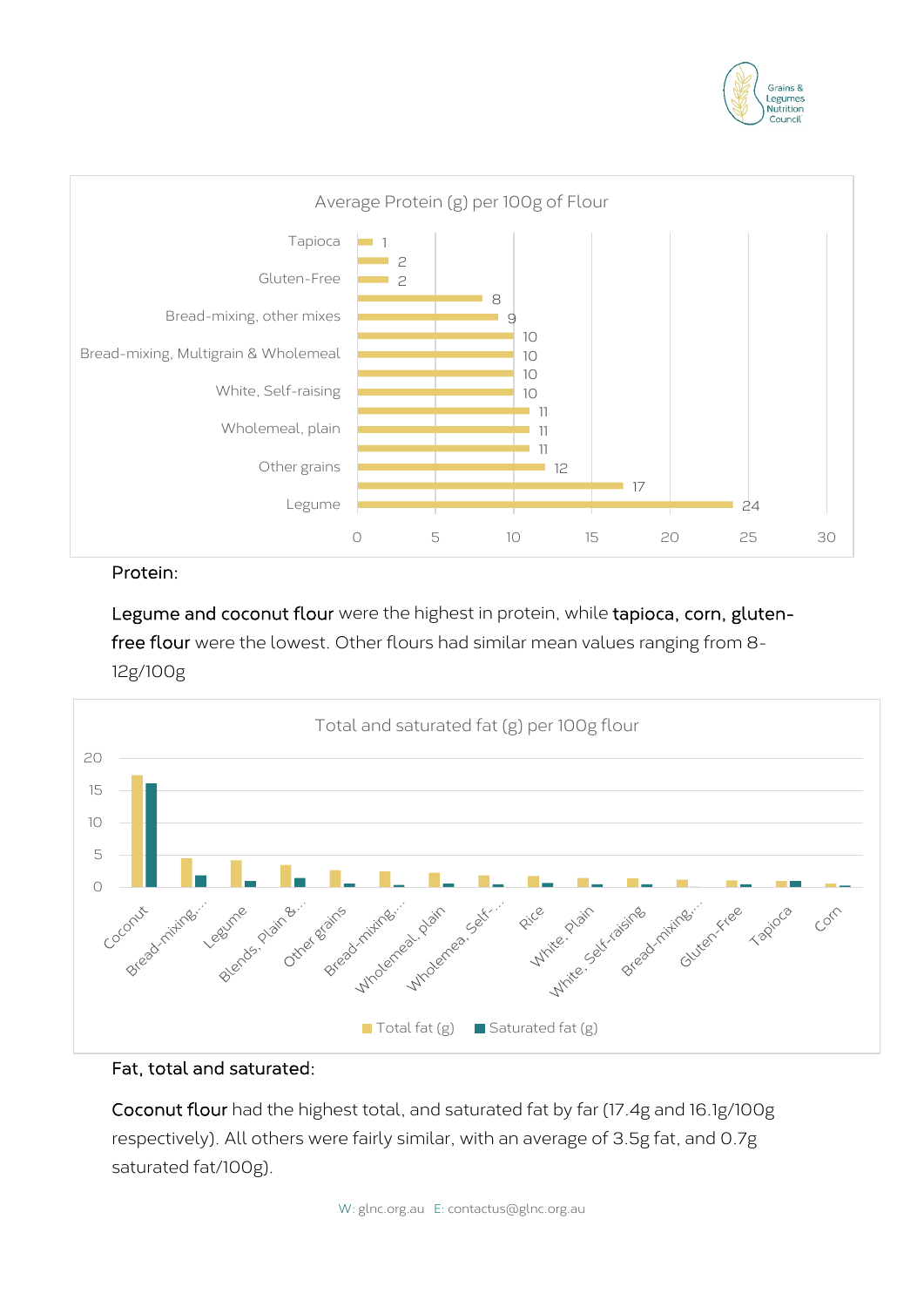Average Protein (g) per 100g of Flour

| Flour | Protein (g) |
|---|---|
| Tapioca | 1 |
| | 2 |
| Gluten-Free | 2 |
| | 8 |
| Bread-mixing, other mixes | 9 |
| | 10 |
| Bread-mixing, Multigrain & Wholemeal | 10 |
| | 10 |
| White, Self-raising | 10 |
| | 11 |
| Wholemeal, plain | 11 |
| | 11 |
| Other grains | 12 |
| | 17 |
| Legume | 24 |

### Protein:

**Legume and coconut flour** were the highest in protein, while **tapioca, corn, gluten-free flour** were the lowest. Other flours had similar mean values ranging from 8-12g/100g

Total and saturated fat (g) per 100g flour

Categories: Coconut, Bread-mixing,..., Legume, Blends, Plain &..., Other grains, Bread-mixing,..., Wholemeal, plain, Wholemea, Self-..., Rice, White, Plain, White, Self-raising, Bread-mixing,..., Gluten-Free, Tapioca, Corn

Legend: Total fat (g), Saturated fat (g)

### Fat, total and saturated:

**Coconut flour** had the highest total, and saturated fat by far (17.4g and 16.1g/100g respectively). All others were fairly similar, with an average of 3.5g fat, and 0.7g saturated fat/100g).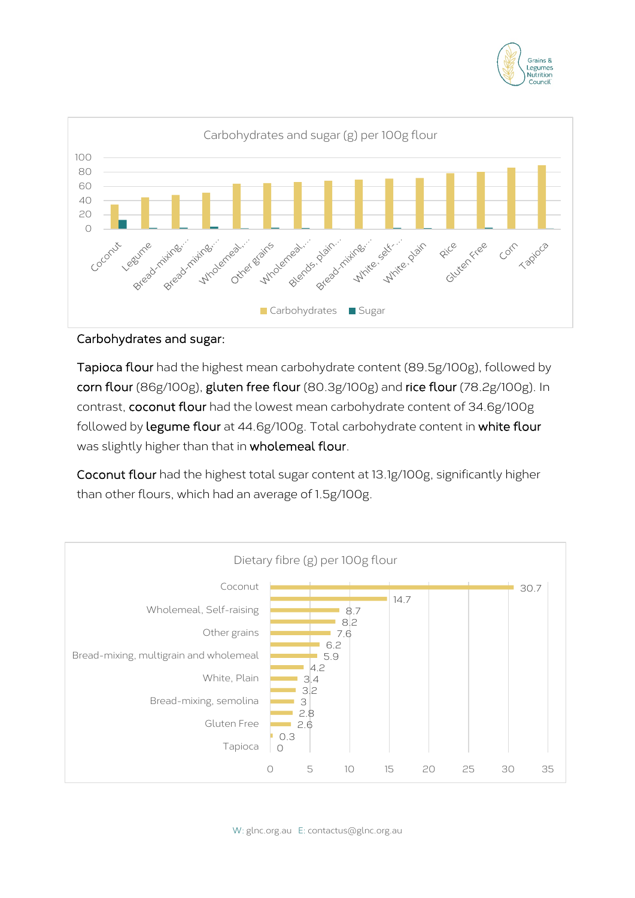Carbohydrates and sugar (g) per 100g flour

Carbohydrates and sugar:

**Tapioca flour** had the highest mean carbohydrate content (89.5g/100g), followed by **corn flour** (86g/100g), **gluten free flour** (80.3g/100g) and **rice flour** (78.2g/100g). In contrast, **coconut flour** had the lowest mean carbohydrate content of 34.6g/100g followed by **legume flour** at 44.6g/100g. Total carbohydrate content in **white flour** was slightly higher than that in **wholemeal flour**.

**Coconut flour** had the highest total sugar content at 13.1g/100g, significantly higher than other flours, which had an average of 1.5g/100g.

Dietary fibre (g) per 100g flour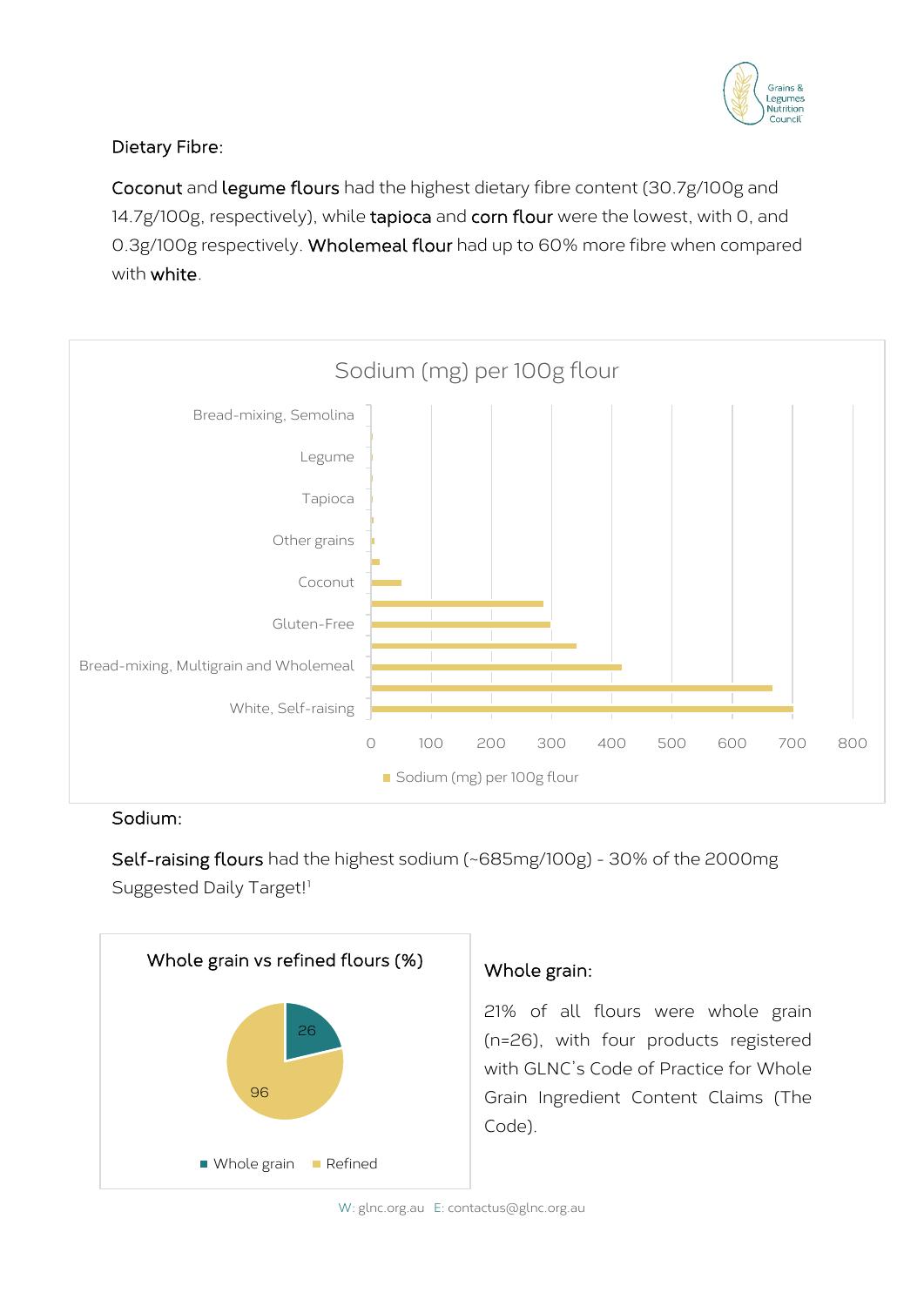Dietary Fibre:

**Coconut** and **legume flours** had the highest dietary fibre content (30.7g/100g and 14.7g/100g, respectively), while **tapioca** and **corn flour** were the lowest, with 0, and 0.3g/100g respectively. **Wholemeal flour** had up to 60% more fibre when compared with **white**.

Sodium (mg) per 100g flour

| Flour type | Sodium (mg) per 100g flour |
|---|---|
| Bread-mixing, Semolina | |
| Legume | |
| Tapioca | |
| Other grains | |
| Coconut | |
| Gluten-Free | |
| Bread-mixing, Multigrain and Wholemeal | |
| White, Self-raising | |

Sodium:

**Self-raising flours** had the highest sodium (~685mg/100g) - 30% of the 2000mg Suggested Daily Target![1]

Whole grain vs refined flours (%)

| | |
|---|---|
| Whole grain | 26 |
| Refined | 96 |

Whole grain:

21% of all flours were whole grain (n=26), with four products registered with GLNC's Code of Practice for Whole Grain Ingredient Content Claims (The Code).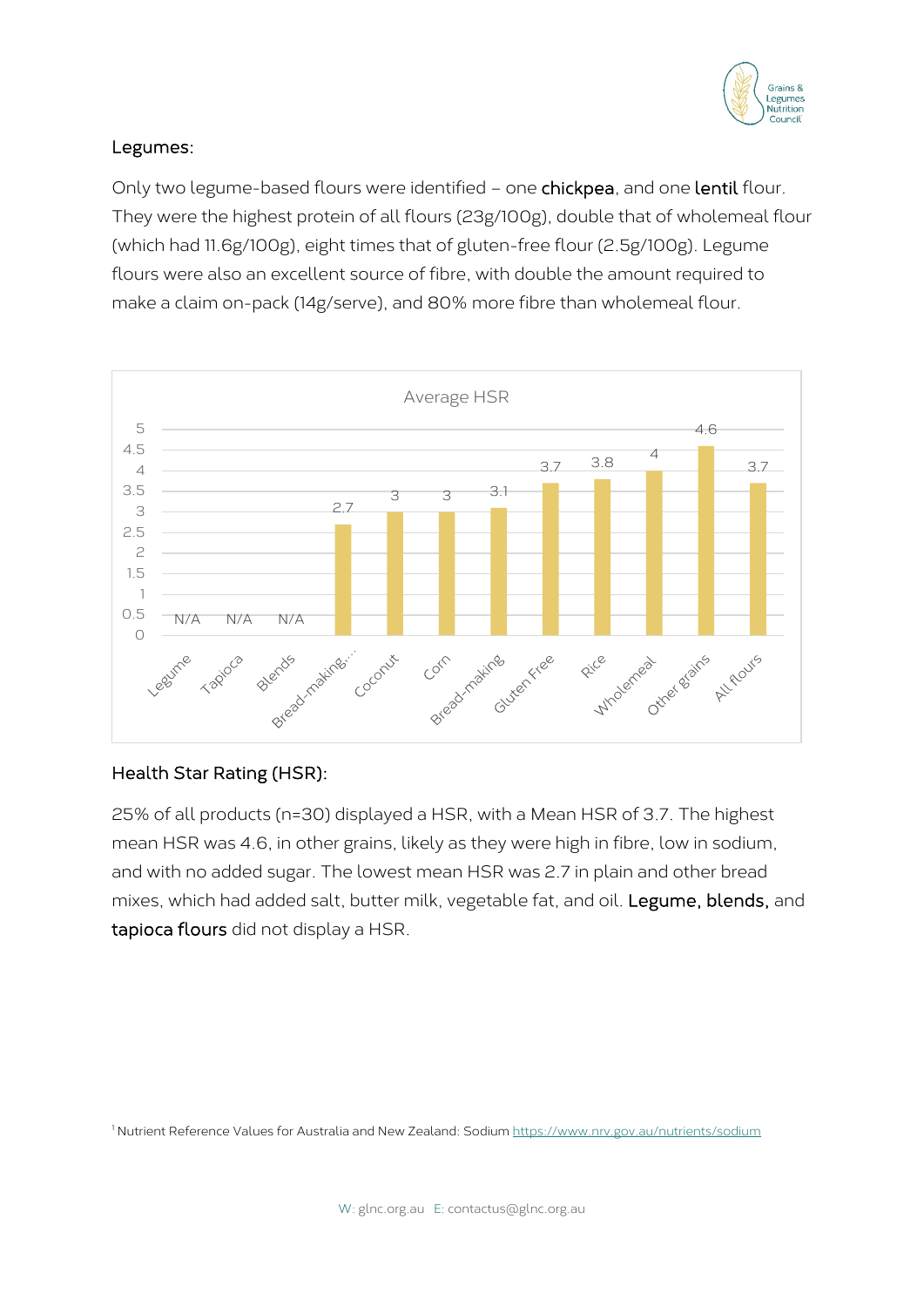## Legumes:

Only two legume-based flours were identified – one **chickpea**, and one **lentil** flour. They were the highest protein of all flours (23g/100g), double that of wholemeal flour (which had 11.6g/100g), eight times that of gluten-free flour (2.5g/100g). Legume flours were also an excellent source of fibre, with double the amount required to make a claim on-pack (14g/serve), and 80% more fibre than wholemeal flour.

Average HSR

5
4.5
4
3.5
3
2.5
2
1.5
1
0.5
0

N/A N/A N/A 2.7 3 3 3.1 3.7 3.8 4 4.6 3.7

Legume, Tapioca, Blends, Bread-making..., Coconut, Corn, Bread-making, Gluten Free, Rice, Wholemeal, Other grains, All flours

## Health Star Rating (HSR):

25% of all products (n=30) displayed a HSR, with a Mean HSR of 3.7. The highest mean HSR was 4.6, in other grains, likely as they were high in fibre, low in sodium, and with no added sugar. The lowest mean HSR was 2.7 in plain and other bread mixes, which had added salt, butter milk, vegetable fat, and oil. **Legume, blends,** and **tapioca flours** did not display a HSR.

[1] Nutrient Reference Values for Australia and New Zealand: Sodium https://www.nrv.gov.au/nutrients/sodium